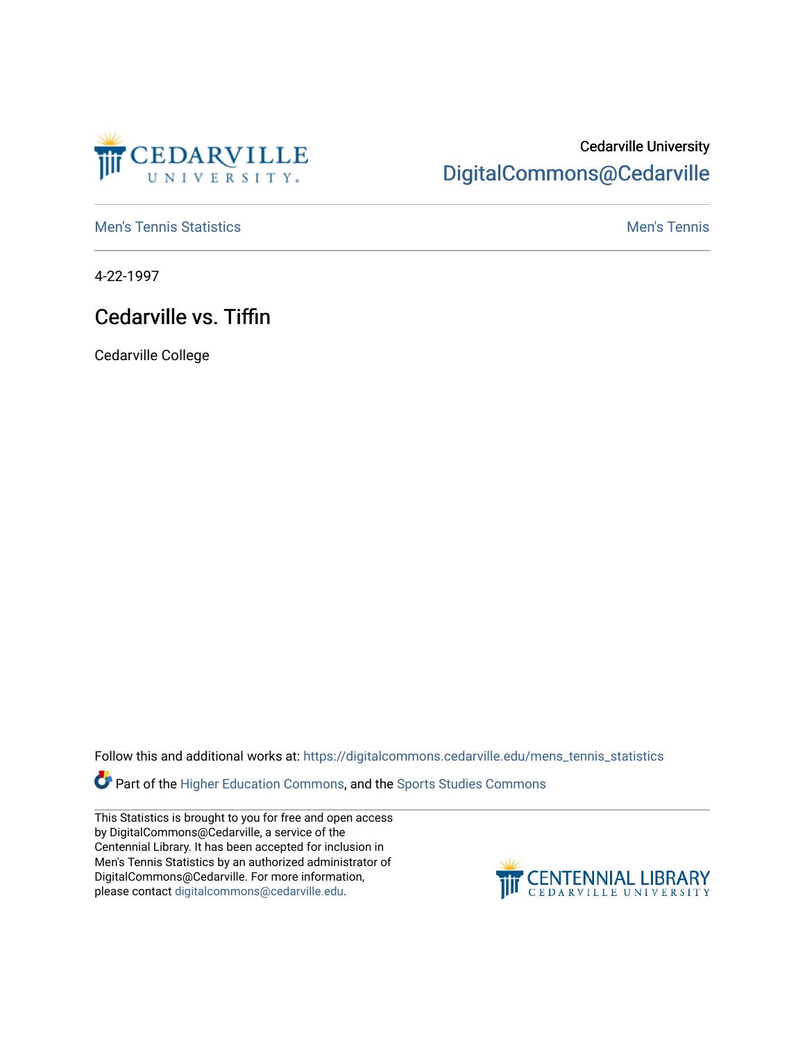Cedarville University
DigitalCommons@Cedarville

Men's Tennis Statistics

Men's Tennis

4-22-1997

# Cedarville vs. Tiffin

Cedarville College

Follow this and additional works at: https://digitalcommons.cedarville.edu/mens_tennis_statistics

Part of the Higher Education Commons, and the Sports Studies Commons

This Statistics is brought to you for free and open access by DigitalCommons@Cedarville, a service of the Centennial Library. It has been accepted for inclusion in Men's Tennis Statistics by an authorized administrator of DigitalCommons@Cedarville. For more information, please contact digitalcommons@cedarville.edu.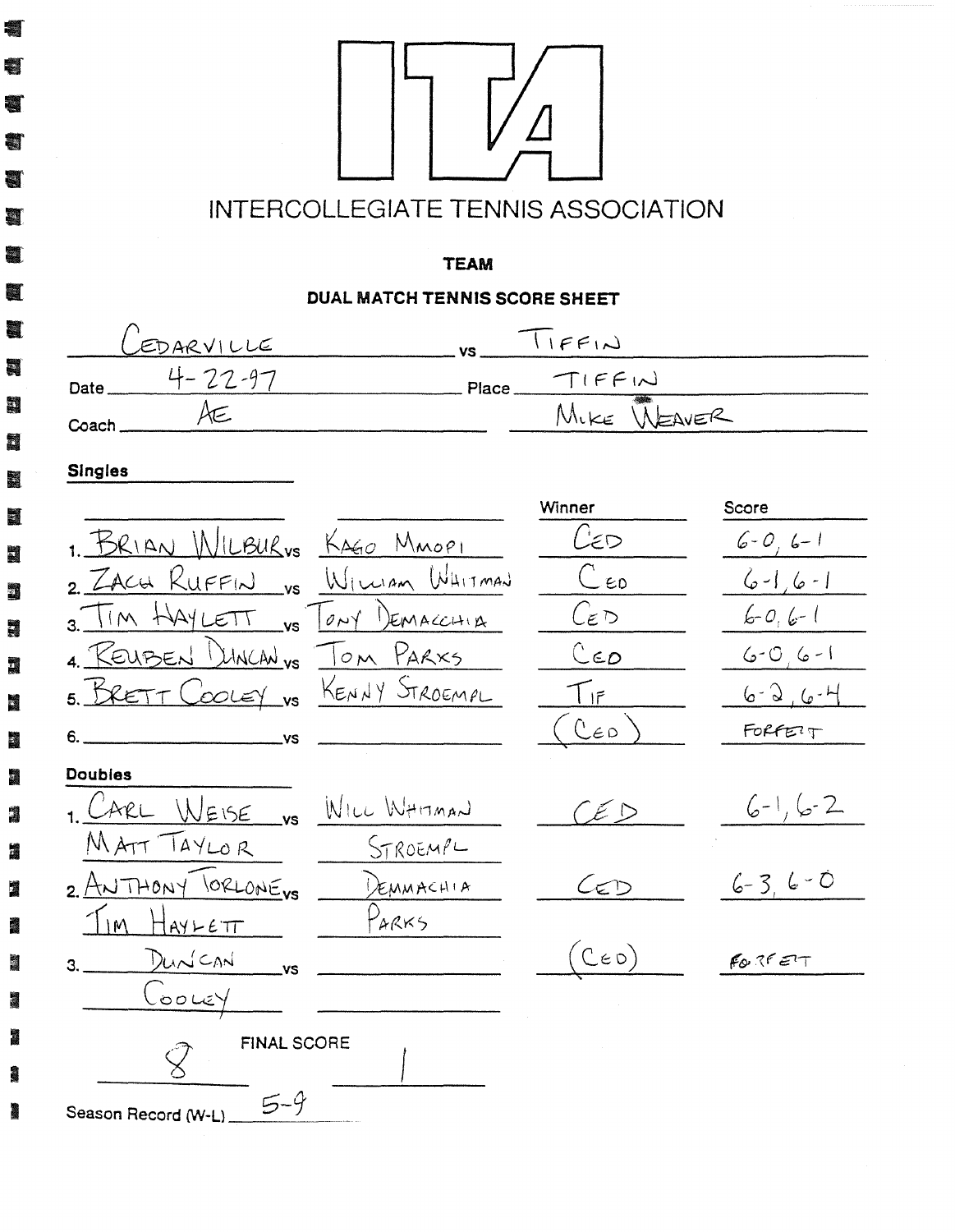# ITA

# INTERCOLLEGIATE TENNIS ASSOCIATION

**TEAM**

**DUAL MATCH TENNIS SCORE SHEET**

CEDARVILLE vs TIFFIN

Date 4-22-97 Place TIFFIN

Coach AE MIKE WEAVER

**Singles**

| | | | Winner | Score |
|---|---|---|---|---|
| 1. | BRIAN WILBUR vs | KAGO MMOPI | CED | 6-0, 6-1 |
| 2. | ZACH RUFFIN vs | WILLIAM WHITMAN | CED | 6-1, 6-1 |
| 3. | TIM HAYLETT vs | TONY DEMACCHIA | CED | 6-0, 6-1 |
| 4. | REUBEN DUNCAN vs | TOM PARKS | CED | 6-0, 6-1 |
| 5. | BRETT COOLEY vs | KENNY STROEMPL | TIF | 6-2, 6-4 |
| 6. | vs | | (CED) | FORFEIT |

**Doubles**

| | | | Winner | Score |
|---|---|---|---|---|
| 1. | CARL WEISE / MATT TAYLOR vs | WILL WHITMAN / STROEMPL | CED | 6-1, 6-2 |
| 2. | ANTHONY TORLONE / TIM HAYLETT vs | DEMMACHIA / PARKS | CED | 6-3, 6-0 |
| 3. | DUNCAN / COOLEY vs | | (CED) | FORFEIT |

FINAL SCORE 8 1

Season Record (W-L) 5-9